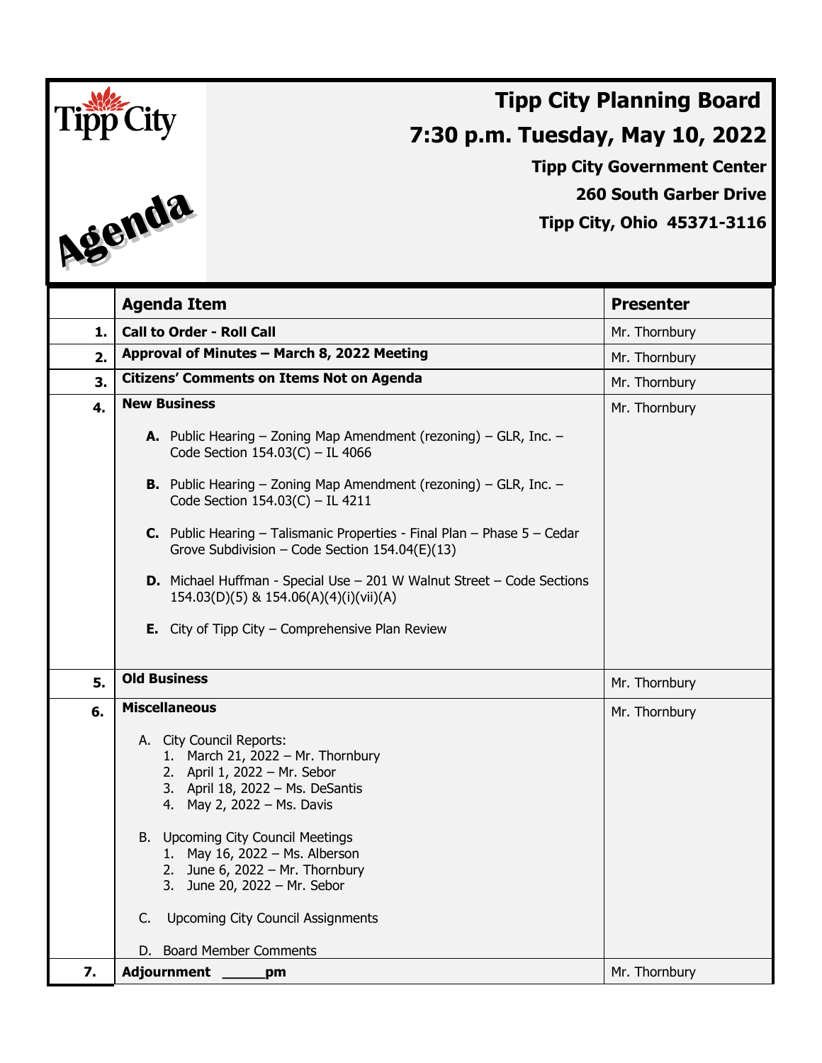Tipp City

Agenda

# Tipp City Planning Board

## 7:30 p.m. Tuesday, May 10, 2022

**Tipp City Government Center**
**260 South Garber Drive**
**Tipp City, Ohio 45371-3116**

| | **Agenda Item** | **Presenter** |
|---|---|---|
| **1.** | **Call to Order - Roll Call** | Mr. Thornbury |
| **2.** | **Approval of Minutes – March 8, 2022 Meeting** | Mr. Thornbury |
| **3.** | **Citizens' Comments on Items Not on Agenda** | Mr. Thornbury |
| **4.** | **New Business**<br><br>**A.** Public Hearing – Zoning Map Amendment (rezoning) – GLR, Inc. – Code Section 154.03(C) – IL 4066<br><br>**B.** Public Hearing – Zoning Map Amendment (rezoning) – GLR, Inc. – Code Section 154.03(C) – IL 4211<br><br>**C.** Public Hearing – Talismanic Properties - Final Plan – Phase 5 – Cedar Grove Subdivision – Code Section 154.04(E)(13)<br><br>**D.** Michael Huffman - Special Use – 201 W Walnut Street – Code Sections 154.03(D)(5) & 154.06(A)(4)(i)(vii)(A)<br><br>**E.** City of Tipp City – Comprehensive Plan Review | Mr. Thornbury |
| **5.** | **Old Business** | Mr. Thornbury |
| **6.** | **Miscellaneous**<br><br>A. City Council Reports:<br>1. March 21, 2022 – Mr. Thornbury<br>2. April 1, 2022 – Mr. Sebor<br>3. April 18, 2022 – Ms. DeSantis<br>4. May 2, 2022 – Ms. Davis<br><br>B. Upcoming City Council Meetings<br>1. May 16, 2022 – Ms. Alberson<br>2. June 6, 2022 – Mr. Thornbury<br>3. June 20, 2022 – Mr. Sebor<br><br>C. Upcoming City Council Assignments<br><br>D. Board Member Comments | Mr. Thornbury |
| **7.** | **Adjournment _____pm** | Mr. Thornbury |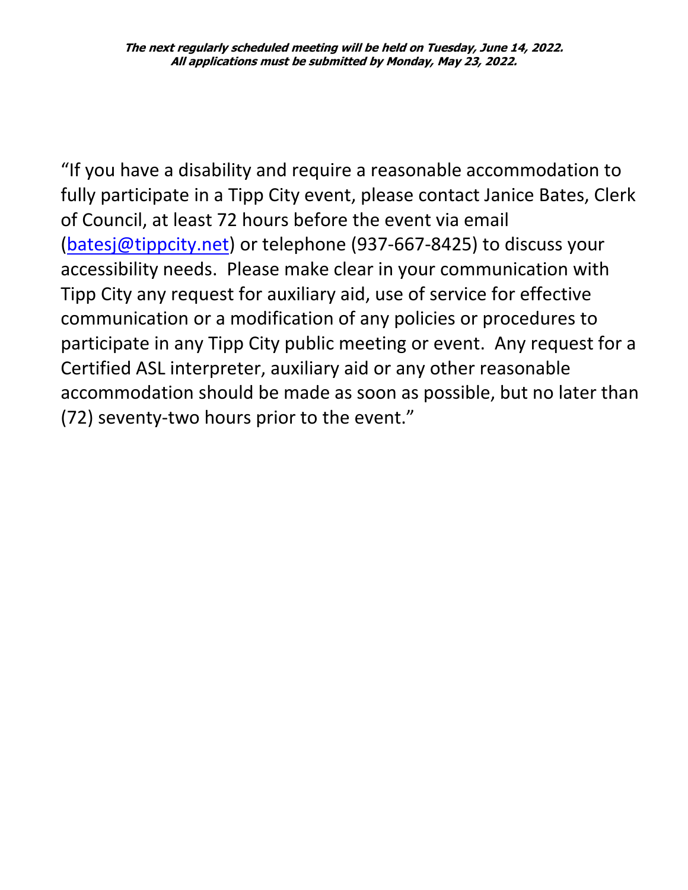***The next regularly scheduled meeting will be held on Tuesday, June 14, 2022.***
***All applications must be submitted by Monday, May 23, 2022.***

"If you have a disability and require a reasonable accommodation to fully participate in a Tipp City event, please contact Janice Bates, Clerk of Council, at least 72 hours before the event via email (batesj@tippcity.net) or telephone (937-667-8425) to discuss your accessibility needs. Please make clear in your communication with Tipp City any request for auxiliary aid, use of service for effective communication or a modification of any policies or procedures to participate in any Tipp City public meeting or event. Any request for a Certified ASL interpreter, auxiliary aid or any other reasonable accommodation should be made as soon as possible, but no later than (72) seventy-two hours prior to the event."